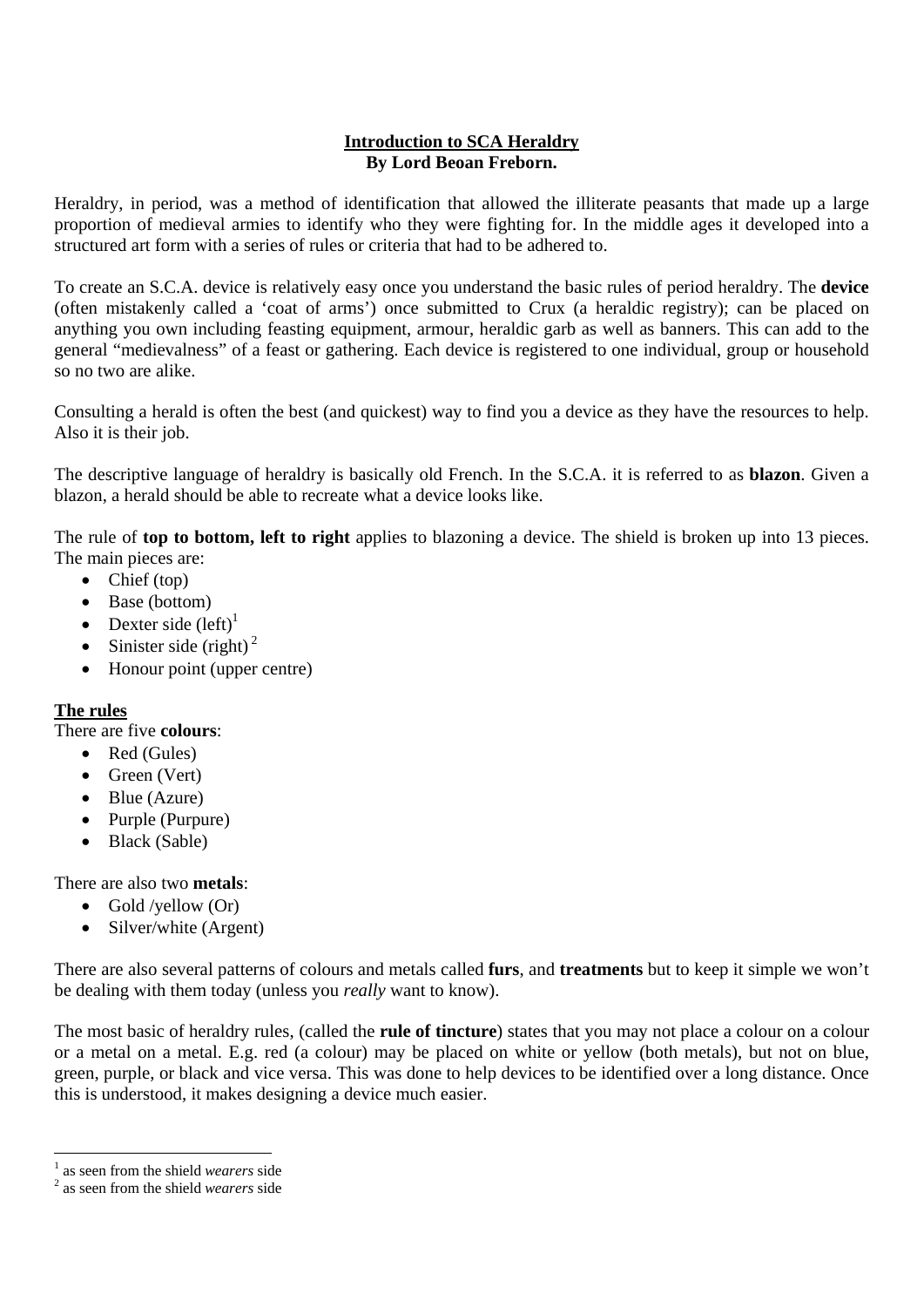# Introduction to SCA Heraldry

**By Lord Beoan Freborn.**

Heraldry, in period, was a method of identification that allowed the illiterate peasants that made up a large proportion of medieval armies to identify who they were fighting for. In the middle ages it developed into a structured art form with a series of rules or criteria that had to be adhered to.

To create an S.C.A. device is relatively easy once you understand the basic rules of period heraldry. The **device** (often mistakenly called a 'coat of arms') once submitted to Crux (a heraldic registry); can be placed on anything you own including feasting equipment, armour, heraldic garb as well as banners. This can add to the general "medievalness" of a feast or gathering. Each device is registered to one individual, group or household so no two are alike.

Consulting a herald is often the best (and quickest) way to find you a device as they have the resources to help. Also it is their job.

The descriptive language of heraldry is basically old French. In the S.C.A. it is referred to as **blazon**. Given a blazon, a herald should be able to recreate what a device looks like.

The rule of **top to bottom, left to right** applies to blazoning a device. The shield is broken up into 13 pieces. The main pieces are:

- Chief (top)
- Base (bottom)
- Dexter side (left)[1]
- Sinister side (right)[2]
- Honour point (upper centre)

## The rules

There are five **colours**:

- Red (Gules)
- Green (Vert)
- Blue (Azure)
- Purple (Purpure)
- Black (Sable)

There are also two **metals**:

- Gold /yellow (Or)
- Silver/white (Argent)

There are also several patterns of colours and metals called **furs**, and **treatments** but to keep it simple we won't be dealing with them today (unless you *really* want to know).

The most basic of heraldry rules, (called the **rule of tincture**) states that you may not place a colour on a colour or a metal on a metal. E.g. red (a colour) may be placed on white or yellow (both metals), but not on blue, green, purple, or black and vice versa. This was done to help devices to be identified over a long distance. Once this is understood, it makes designing a device much easier.

---

[1] as seen from the shield *wearers* side

[2] as seen from the shield *wearers* side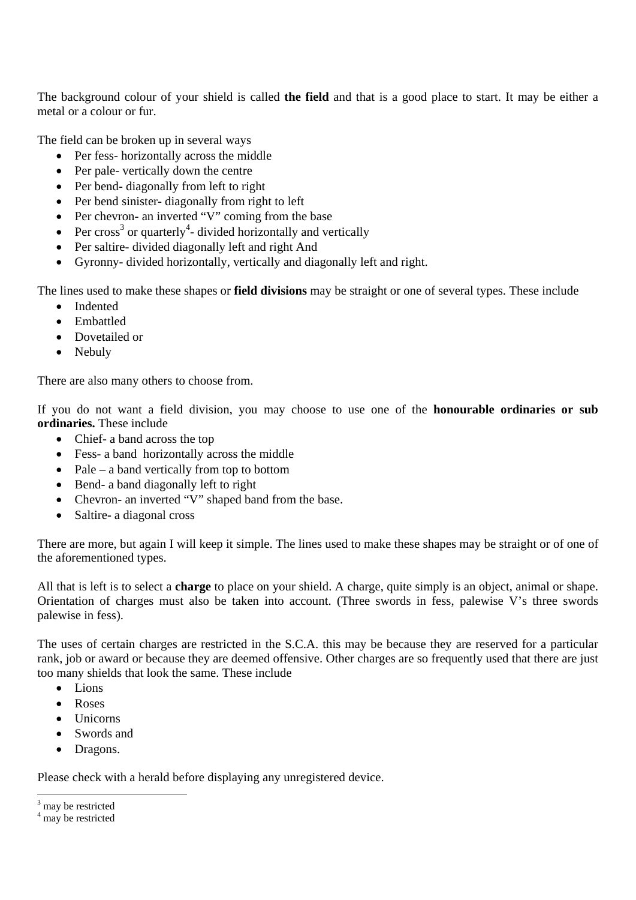The background colour of your shield is called **the field** and that is a good place to start. It may be either a metal or a colour or fur.

The field can be broken up in several ways

- Per fess- horizontally across the middle
- Per pale- vertically down the centre
- Per bend- diagonally from left to right
- Per bend sinister- diagonally from right to left
- Per chevron- an inverted "V" coming from the base
- Per cross[3] or quarterly[4]- divided horizontally and vertically
- Per saltire- divided diagonally left and right And
- Gyronny- divided horizontally, vertically and diagonally left and right.

The lines used to make these shapes or **field divisions** may be straight or one of several types. These include

- Indented
- Embattled
- Dovetailed or
- Nebuly

There are also many others to choose from.

If you do not want a field division, you may choose to use one of the **honourable ordinaries or sub ordinaries.** These include

- Chief- a band across the top
- Fess- a band horizontally across the middle
- Pale – a band vertically from top to bottom
- Bend- a band diagonally left to right
- Chevron- an inverted "V" shaped band from the base.
- Saltire- a diagonal cross

There are more, but again I will keep it simple. The lines used to make these shapes may be straight or of one of the aforementioned types.

All that is left is to select a **charge** to place on your shield. A charge, quite simply is an object, animal or shape. Orientation of charges must also be taken into account. (Three swords in fess, palewise V's three swords palewise in fess).

The uses of certain charges are restricted in the S.C.A. this may be because they are reserved for a particular rank, job or award or because they are deemed offensive. Other charges are so frequently used that there are just too many shields that look the same. These include

- Lions
- Roses
- Unicorns
- Swords and
- Dragons.

Please check with a herald before displaying any unregistered device.

[3] may be restricted
[4] may be restricted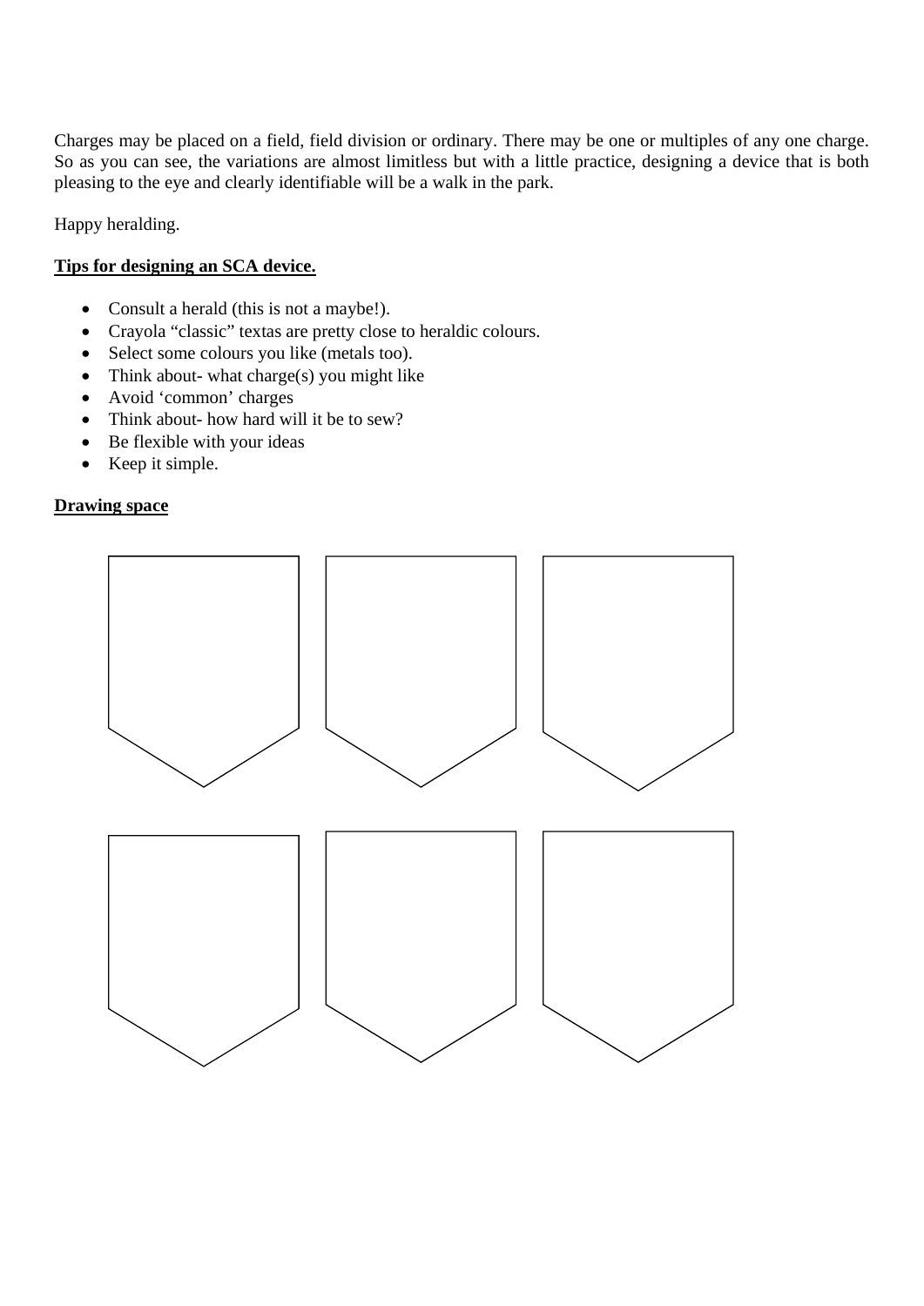Charges may be placed on a field, field division or ordinary. There may be one or multiples of any one charge. So as you can see, the variations are almost limitless but with a little practice, designing a device that is both pleasing to the eye and clearly identifiable will be a walk in the park.

Happy heralding.

**Tips for designing an SCA device.**

- Consult a herald (this is not a maybe!).
- Crayola "classic" textas are pretty close to heraldic colours.
- Select some colours you like (metals too).
- Think about- what charge(s) you might like
- Avoid 'common' charges
- Think about- how hard will it be to sew?
- Be flexible with your ideas
- Keep it simple.

**Drawing space**